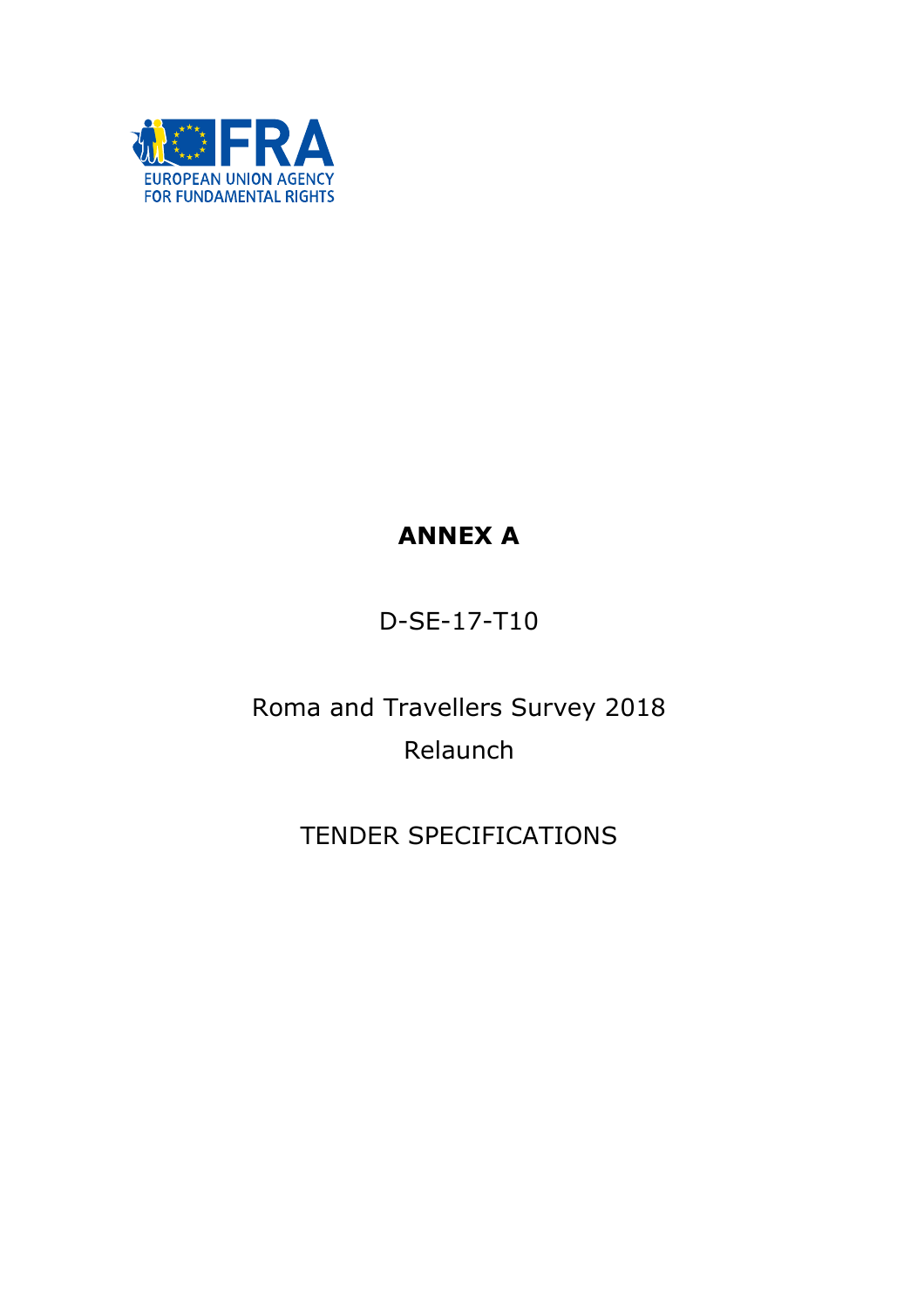FRA
EUROPEAN UNION AGENCY
FOR FUNDAMENTAL RIGHTS

# ANNEX A

D-SE-17-T10

Roma and Travellers Survey 2018
Relaunch

TENDER SPECIFICATIONS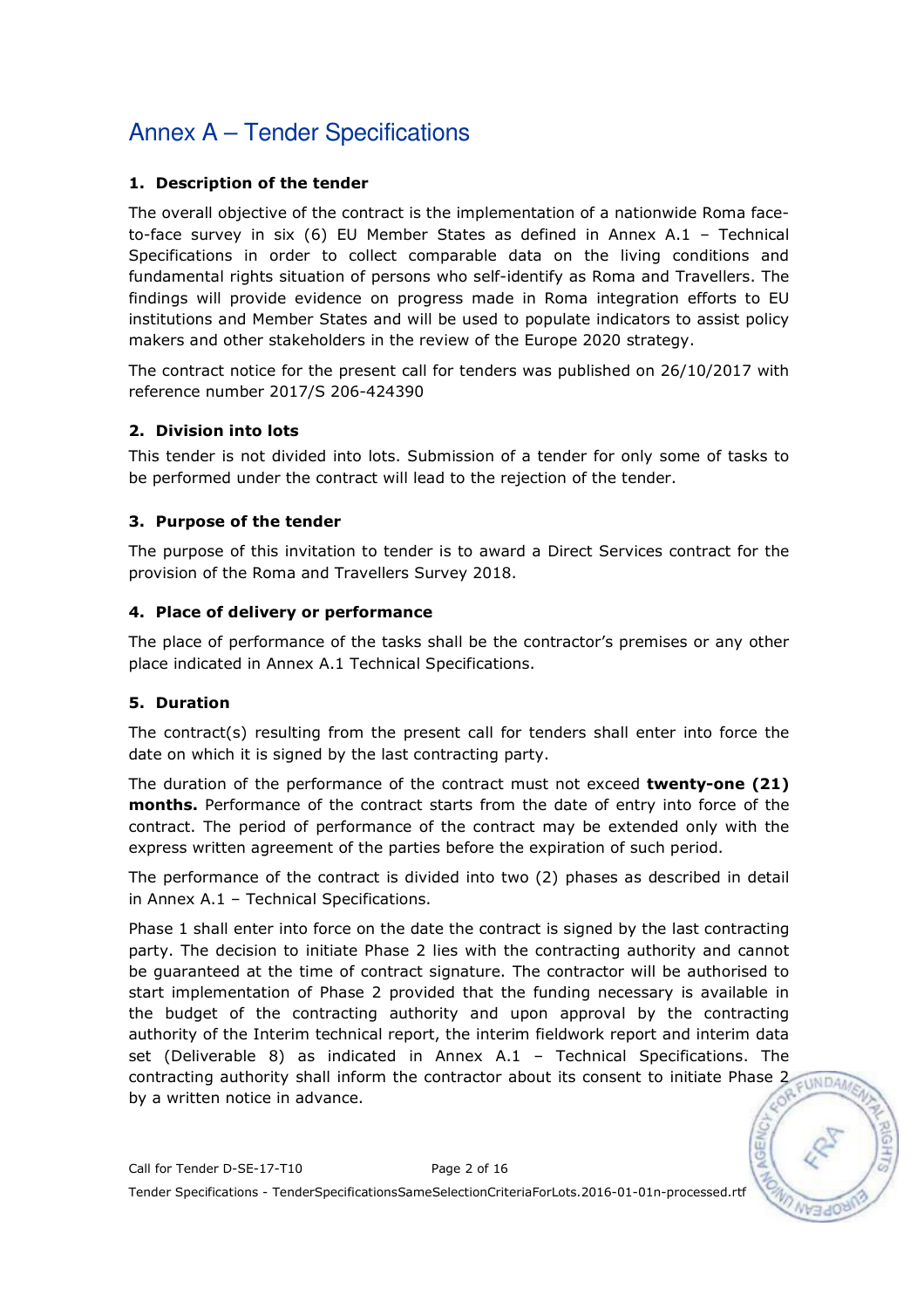# Annex A – Tender Specifications

### 1. Description of the tender

The overall objective of the contract is the implementation of a nationwide Roma face-to-face survey in six (6) EU Member States as defined in Annex A.1 – Technical Specifications in order to collect comparable data on the living conditions and fundamental rights situation of persons who self-identify as Roma and Travellers. The findings will provide evidence on progress made in Roma integration efforts to EU institutions and Member States and will be used to populate indicators to assist policy makers and other stakeholders in the review of the Europe 2020 strategy.

The contract notice for the present call for tenders was published on 26/10/2017 with reference number 2017/S 206-424390

### 2. Division into lots

This tender is not divided into lots. Submission of a tender for only some of tasks to be performed under the contract will lead to the rejection of the tender.

### 3. Purpose of the tender

The purpose of this invitation to tender is to award a Direct Services contract for the provision of the Roma and Travellers Survey 2018.

### 4. Place of delivery or performance

The place of performance of the tasks shall be the contractor's premises or any other place indicated in Annex A.1 Technical Specifications.

### 5. Duration

The contract(s) resulting from the present call for tenders shall enter into force the date on which it is signed by the last contracting party.

The duration of the performance of the contract must not exceed **twenty-one (21) months.** Performance of the contract starts from the date of entry into force of the contract. The period of performance of the contract may be extended only with the express written agreement of the parties before the expiration of such period.

The performance of the contract is divided into two (2) phases as described in detail in Annex A.1 – Technical Specifications.

Phase 1 shall enter into force on the date the contract is signed by the last contracting party. The decision to initiate Phase 2 lies with the contracting authority and cannot be guaranteed at the time of contract signature. The contractor will be authorised to start implementation of Phase 2 provided that the funding necessary is available in the budget of the contracting authority and upon approval by the contracting authority of the Interim technical report, the interim fieldwork report and interim data set (Deliverable 8) as indicated in Annex A.1 – Technical Specifications. The contracting authority shall inform the contractor about its consent to initiate Phase 2 by a written notice in advance.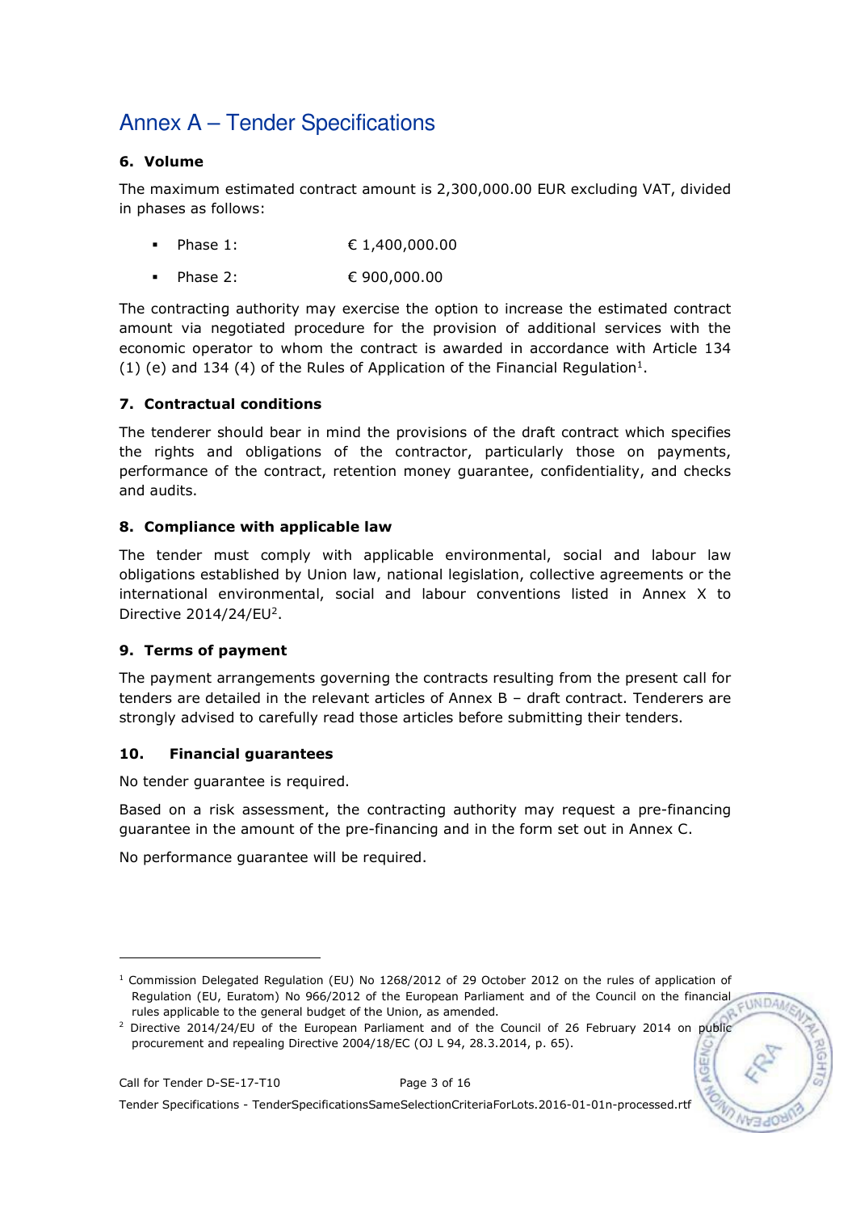# Annex A – Tender Specifications

### 6. Volume

The maximum estimated contract amount is 2,300,000.00 EUR excluding VAT, divided in phases as follows:

- Phase 1: € 1,400,000.00
- Phase 2: € 900,000.00

The contracting authority may exercise the option to increase the estimated contract amount via negotiated procedure for the provision of additional services with the economic operator to whom the contract is awarded in accordance with Article 134 (1) (e) and 134 (4) of the Rules of Application of the Financial Regulation[1].

### 7. Contractual conditions

The tenderer should bear in mind the provisions of the draft contract which specifies the rights and obligations of the contractor, particularly those on payments, performance of the contract, retention money guarantee, confidentiality, and checks and audits.

### 8. Compliance with applicable law

The tender must comply with applicable environmental, social and labour law obligations established by Union law, national legislation, collective agreements or the international environmental, social and labour conventions listed in Annex X to Directive 2014/24/EU[2].

### 9. Terms of payment

The payment arrangements governing the contracts resulting from the present call for tenders are detailed in the relevant articles of Annex B – draft contract. Tenderers are strongly advised to carefully read those articles before submitting their tenders.

### 10. Financial guarantees

No tender guarantee is required.

Based on a risk assessment, the contracting authority may request a pre-financing guarantee in the amount of the pre-financing and in the form set out in Annex C.

No performance guarantee will be required.

---

[1] Commission Delegated Regulation (EU) No 1268/2012 of 29 October 2012 on the rules of application of Regulation (EU, Euratom) No 966/2012 of the European Parliament and of the Council on the financial rules applicable to the general budget of the Union, as amended.

[2] Directive 2014/24/EU of the European Parliament and of the Council of 26 February 2014 on public procurement and repealing Directive 2004/18/EC (OJ L 94, 28.3.2014, p. 65).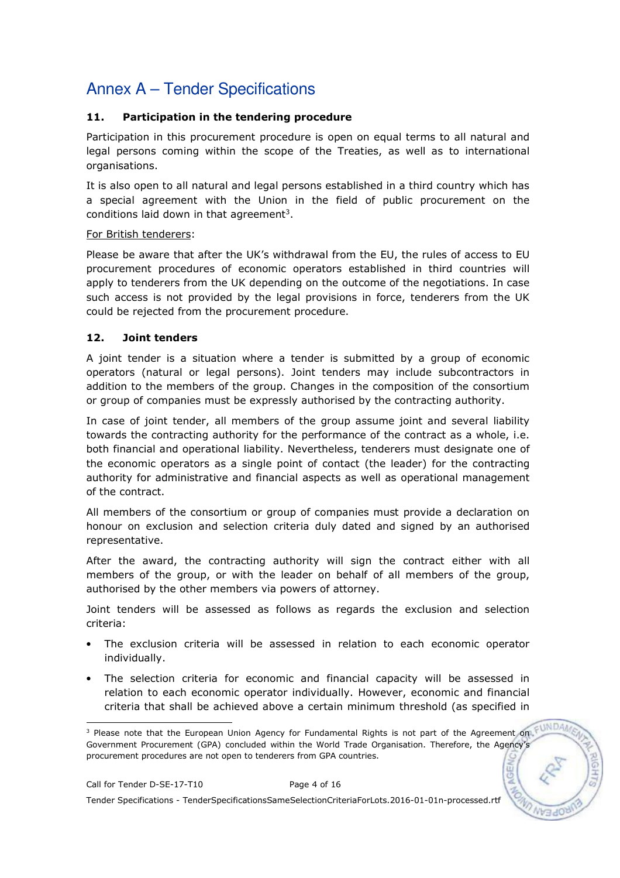# Annex A – Tender Specifications

## 11. Participation in the tendering procedure

Participation in this procurement procedure is open on equal terms to all natural and legal persons coming within the scope of the Treaties, as well as to international organisations.

It is also open to all natural and legal persons established in a third country which has a special agreement with the Union in the field of public procurement on the conditions laid down in that agreement[3].

For British tenderers:

Please be aware that after the UK's withdrawal from the EU, the rules of access to EU procurement procedures of economic operators established in third countries will apply to tenderers from the UK depending on the outcome of the negotiations. In case such access is not provided by the legal provisions in force, tenderers from the UK could be rejected from the procurement procedure.

## 12. Joint tenders

A joint tender is a situation where a tender is submitted by a group of economic operators (natural or legal persons). Joint tenders may include subcontractors in addition to the members of the group. Changes in the composition of the consortium or group of companies must be expressly authorised by the contracting authority.

In case of joint tender, all members of the group assume joint and several liability towards the contracting authority for the performance of the contract as a whole, i.e. both financial and operational liability. Nevertheless, tenderers must designate one of the economic operators as a single point of contact (the leader) for the contracting authority for administrative and financial aspects as well as operational management of the contract.

All members of the consortium or group of companies must provide a declaration on honour on exclusion and selection criteria duly dated and signed by an authorised representative.

After the award, the contracting authority will sign the contract either with all members of the group, or with the leader on behalf of all members of the group, authorised by the other members via powers of attorney.

Joint tenders will be assessed as follows as regards the exclusion and selection criteria:

- The exclusion criteria will be assessed in relation to each economic operator individually.
- The selection criteria for economic and financial capacity will be assessed in relation to each economic operator individually. However, economic and financial criteria that shall be achieved above a certain minimum threshold (as specified in

[3] Please note that the European Union Agency for Fundamental Rights is not part of the Agreement on Government Procurement (GPA) concluded within the World Trade Organisation. Therefore, the Agency's procurement procedures are not open to tenderers from GPA countries.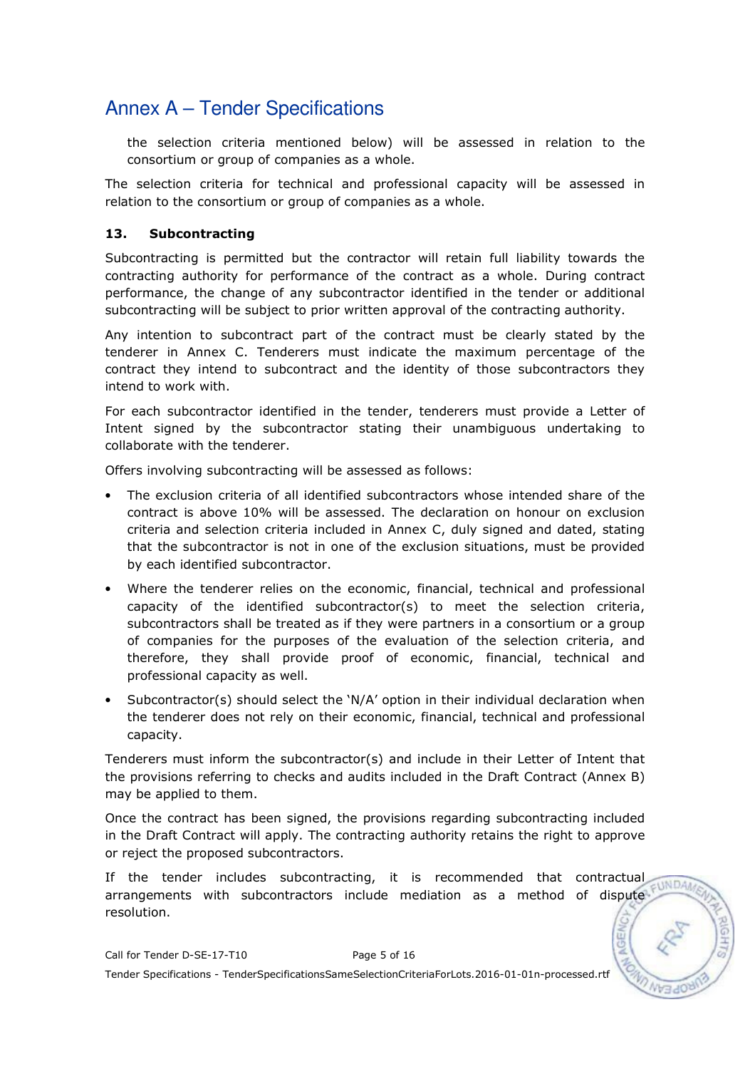the selection criteria mentioned below) will be assessed in relation to the consortium or group of companies as a whole.

The selection criteria for technical and professional capacity will be assessed in relation to the consortium or group of companies as a whole.

### 13. Subcontracting

Subcontracting is permitted but the contractor will retain full liability towards the contracting authority for performance of the contract as a whole. During contract performance, the change of any subcontractor identified in the tender or additional subcontracting will be subject to prior written approval of the contracting authority.

Any intention to subcontract part of the contract must be clearly stated by the tenderer in Annex C. Tenderers must indicate the maximum percentage of the contract they intend to subcontract and the identity of those subcontractors they intend to work with.

For each subcontractor identified in the tender, tenderers must provide a Letter of Intent signed by the subcontractor stating their unambiguous undertaking to collaborate with the tenderer.

Offers involving subcontracting will be assessed as follows:

- The exclusion criteria of all identified subcontractors whose intended share of the contract is above 10% will be assessed. The declaration on honour on exclusion criteria and selection criteria included in Annex C, duly signed and dated, stating that the subcontractor is not in one of the exclusion situations, must be provided by each identified subcontractor.
- Where the tenderer relies on the economic, financial, technical and professional capacity of the identified subcontractor(s) to meet the selection criteria, subcontractors shall be treated as if they were partners in a consortium or a group of companies for the purposes of the evaluation of the selection criteria, and therefore, they shall provide proof of economic, financial, technical and professional capacity as well.
- Subcontractor(s) should select the 'N/A' option in their individual declaration when the tenderer does not rely on their economic, financial, technical and professional capacity.

Tenderers must inform the subcontractor(s) and include in their Letter of Intent that the provisions referring to checks and audits included in the Draft Contract (Annex B) may be applied to them.

Once the contract has been signed, the provisions regarding subcontracting included in the Draft Contract will apply. The contracting authority retains the right to approve or reject the proposed subcontractors.

If the tender includes subcontracting, it is recommended that contractual arrangements with subcontractors include mediation as a method of dispute resolution.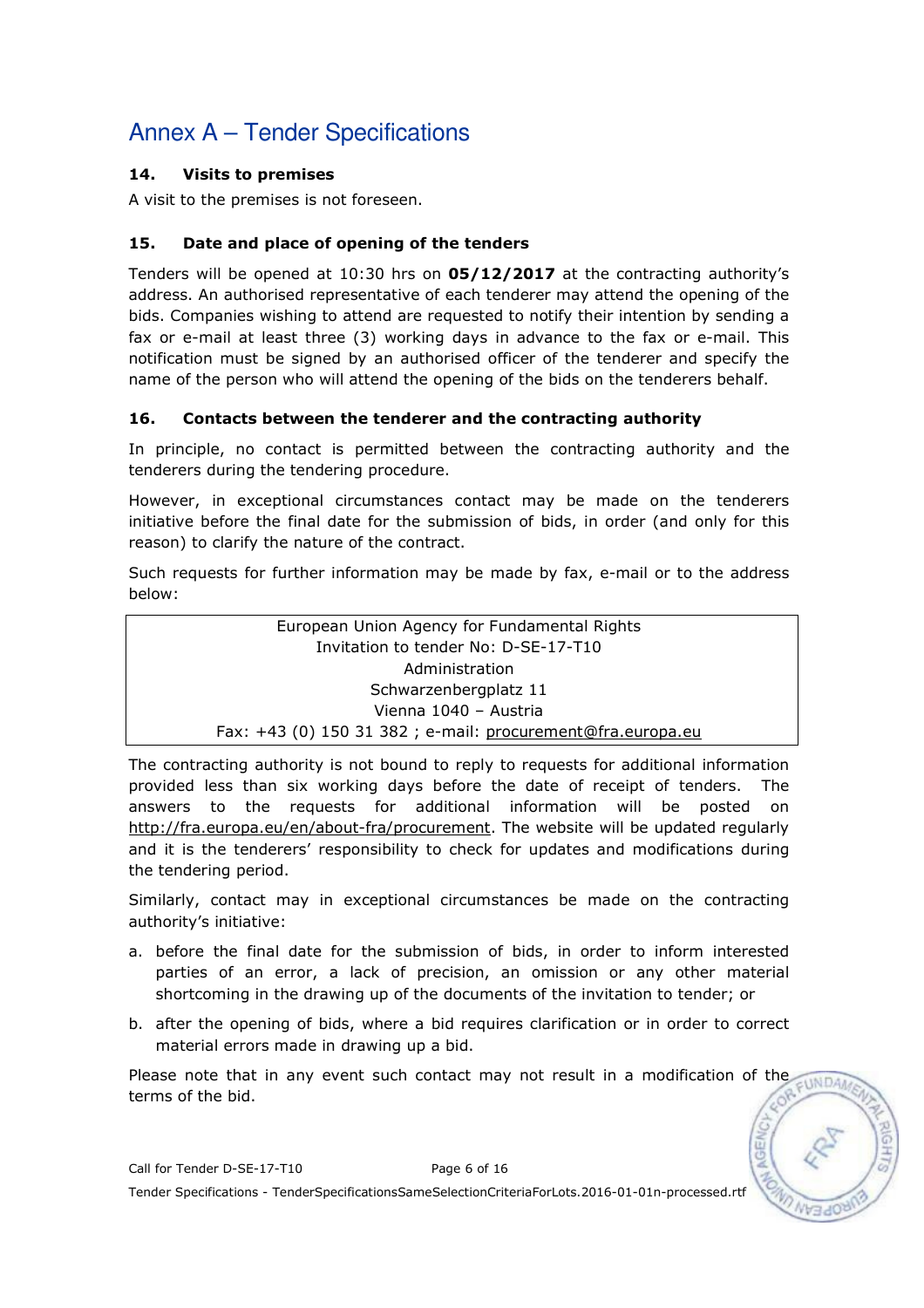# Annex A – Tender Specifications

### 14. Visits to premises

A visit to the premises is not foreseen.

### 15. Date and place of opening of the tenders

Tenders will be opened at 10:30 hrs on **05/12/2017** at the contracting authority's address. An authorised representative of each tenderer may attend the opening of the bids. Companies wishing to attend are requested to notify their intention by sending a fax or e-mail at least three (3) working days in advance to the fax or e-mail. This notification must be signed by an authorised officer of the tenderer and specify the name of the person who will attend the opening of the bids on the tenderers behalf.

### 16. Contacts between the tenderer and the contracting authority

In principle, no contact is permitted between the contracting authority and the tenderers during the tendering procedure.

However, in exceptional circumstances contact may be made on the tenderers initiative before the final date for the submission of bids, in order (and only for this reason) to clarify the nature of the contract.

Such requests for further information may be made by fax, e-mail or to the address below:

| European Union Agency for Fundamental Rights<br>Invitation to tender No: D-SE-17-T10<br>Administration<br>Schwarzenbergplatz 11<br>Vienna 1040 – Austria<br>Fax: +43 (0) 150 31 382 ; e-mail: procurement@fra.europa.eu |
|---|

The contracting authority is not bound to reply to requests for additional information provided less than six working days before the date of receipt of tenders. The answers to the requests for additional information will be posted on http://fra.europa.eu/en/about-fra/procurement. The website will be updated regularly and it is the tenderers' responsibility to check for updates and modifications during the tendering period.

Similarly, contact may in exceptional circumstances be made on the contracting authority's initiative:

a. before the final date for the submission of bids, in order to inform interested parties of an error, a lack of precision, an omission or any other material shortcoming in the drawing up of the documents of the invitation to tender; or

b. after the opening of bids, where a bid requires clarification or in order to correct material errors made in drawing up a bid.

Please note that in any event such contact may not result in a modification of the terms of the bid.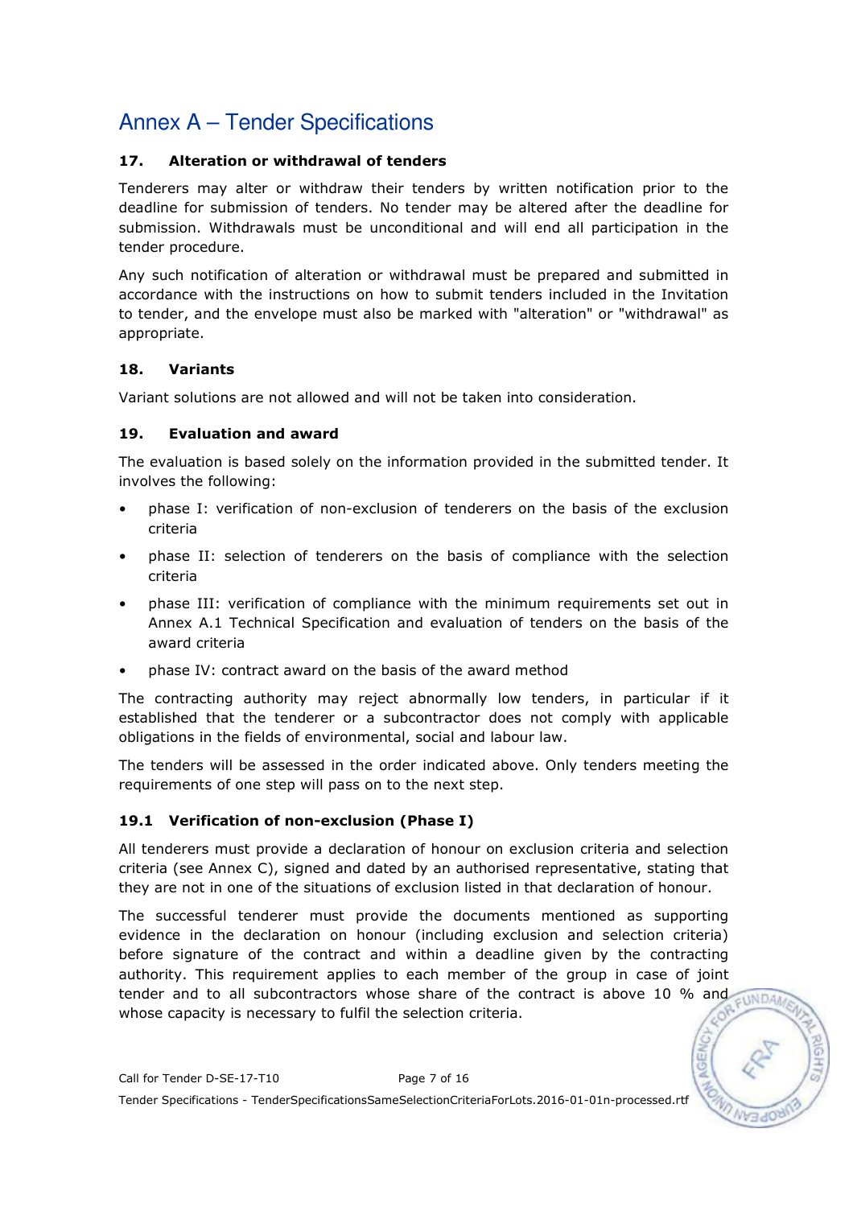# Annex A – Tender Specifications

### 17. Alteration or withdrawal of tenders

Tenderers may alter or withdraw their tenders by written notification prior to the deadline for submission of tenders. No tender may be altered after the deadline for submission. Withdrawals must be unconditional and will end all participation in the tender procedure.

Any such notification of alteration or withdrawal must be prepared and submitted in accordance with the instructions on how to submit tenders included in the Invitation to tender, and the envelope must also be marked with "alteration" or "withdrawal" as appropriate.

### 18. Variants

Variant solutions are not allowed and will not be taken into consideration.

### 19. Evaluation and award

The evaluation is based solely on the information provided in the submitted tender. It involves the following:

- phase I: verification of non-exclusion of tenderers on the basis of the exclusion criteria
- phase II: selection of tenderers on the basis of compliance with the selection criteria
- phase III: verification of compliance with the minimum requirements set out in Annex A.1 Technical Specification and evaluation of tenders on the basis of the award criteria
- phase IV: contract award on the basis of the award method

The contracting authority may reject abnormally low tenders, in particular if it established that the tenderer or a subcontractor does not comply with applicable obligations in the fields of environmental, social and labour law.

The tenders will be assessed in the order indicated above. Only tenders meeting the requirements of one step will pass on to the next step.

#### 19.1 Verification of non-exclusion (Phase I)

All tenderers must provide a declaration of honour on exclusion criteria and selection criteria (see Annex C), signed and dated by an authorised representative, stating that they are not in one of the situations of exclusion listed in that declaration of honour.

The successful tenderer must provide the documents mentioned as supporting evidence in the declaration on honour (including exclusion and selection criteria) before signature of the contract and within a deadline given by the contracting authority. This requirement applies to each member of the group in case of joint tender and to all subcontractors whose share of the contract is above 10 % and whose capacity is necessary to fulfil the selection criteria.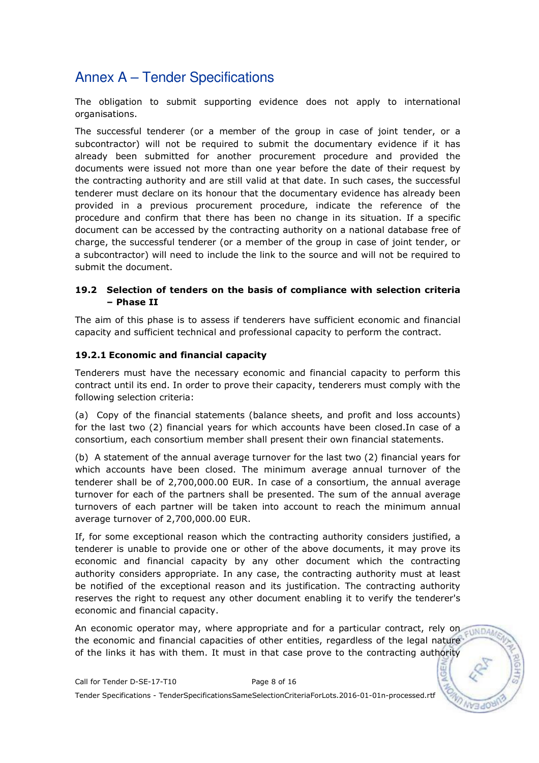The obligation to submit supporting evidence does not apply to international organisations.

The successful tenderer (or a member of the group in case of joint tender, or a subcontractor) will not be required to submit the documentary evidence if it has already been submitted for another procurement procedure and provided the documents were issued not more than one year before the date of their request by the contracting authority and are still valid at that date. In such cases, the successful tenderer must declare on its honour that the documentary evidence has already been provided in a previous procurement procedure, indicate the reference of the procedure and confirm that there has been no change in its situation. If a specific document can be accessed by the contracting authority on a national database free of charge, the successful tenderer (or a member of the group in case of joint tender, or a subcontractor) will need to include the link to the source and will not be required to submit the document.

### 19.2 Selection of tenders on the basis of compliance with selection criteria – Phase II

The aim of this phase is to assess if tenderers have sufficient economic and financial capacity and sufficient technical and professional capacity to perform the contract.

#### 19.2.1 Economic and financial capacity

Tenderers must have the necessary economic and financial capacity to perform this contract until its end. In order to prove their capacity, tenderers must comply with the following selection criteria:

(a) Copy of the financial statements (balance sheets, and profit and loss accounts) for the last two (2) financial years for which accounts have been closed.In case of a consortium, each consortium member shall present their own financial statements.

(b) A statement of the annual average turnover for the last two (2) financial years for which accounts have been closed. The minimum average annual turnover of the tenderer shall be of 2,700,000.00 EUR. In case of a consortium, the annual average turnover for each of the partners shall be presented. The sum of the annual average turnovers of each partner will be taken into account to reach the minimum annual average turnover of 2,700,000.00 EUR.

If, for some exceptional reason which the contracting authority considers justified, a tenderer is unable to provide one or other of the above documents, it may prove its economic and financial capacity by any other document which the contracting authority considers appropriate. In any case, the contracting authority must at least be notified of the exceptional reason and its justification. The contracting authority reserves the right to request any other document enabling it to verify the tenderer's economic and financial capacity.

An economic operator may, where appropriate and for a particular contract, rely on the economic and financial capacities of other entities, regardless of the legal nature of the links it has with them. It must in that case prove to the contracting authority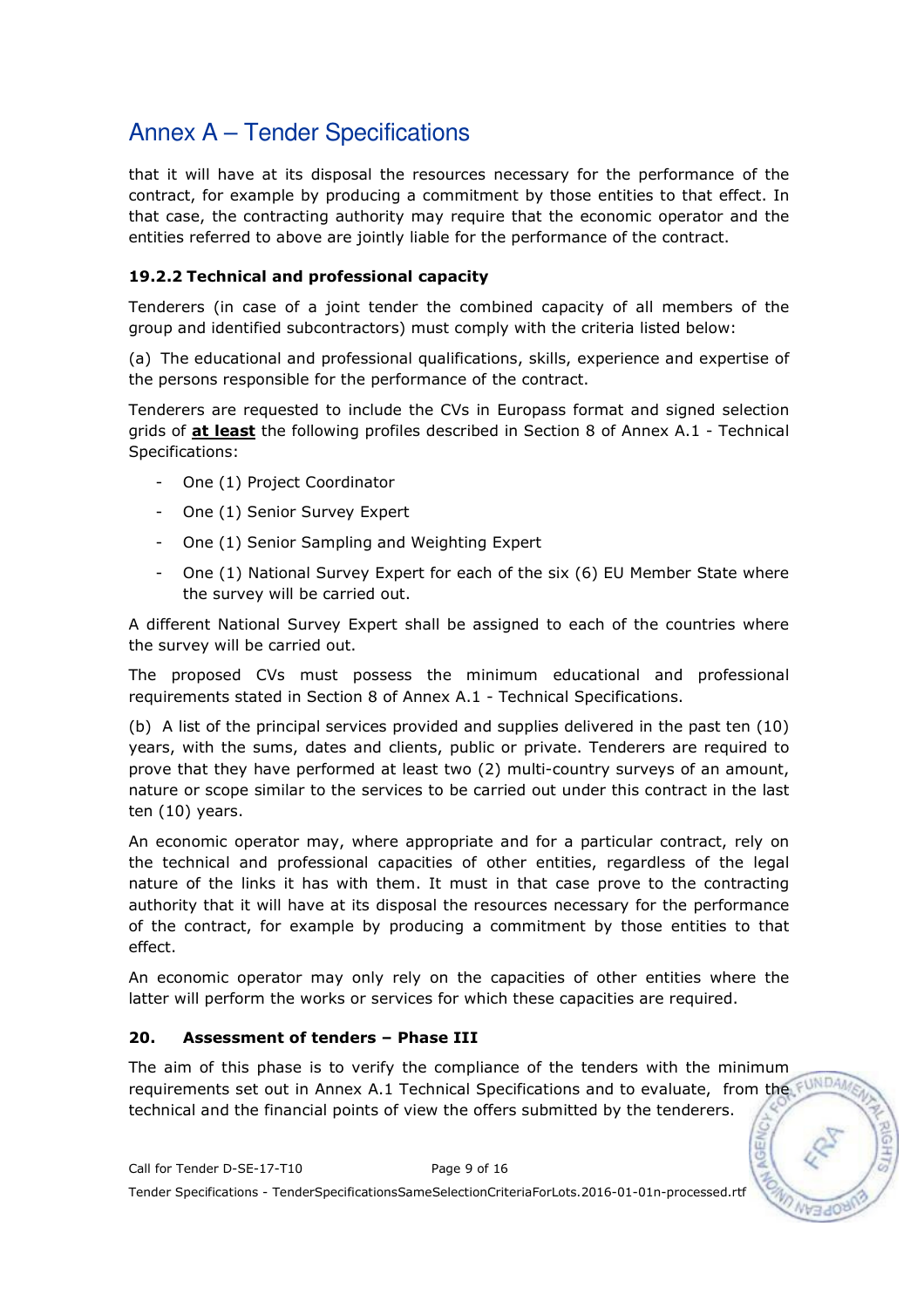that it will have at its disposal the resources necessary for the performance of the contract, for example by producing a commitment by those entities to that effect. In that case, the contracting authority may require that the economic operator and the entities referred to above are jointly liable for the performance of the contract.

### 19.2.2 Technical and professional capacity

Tenderers (in case of a joint tender the combined capacity of all members of the group and identified subcontractors) must comply with the criteria listed below:

(a) The educational and professional qualifications, skills, experience and expertise of the persons responsible for the performance of the contract.

Tenderers are requested to include the CVs in Europass format and signed selection grids of **at least** the following profiles described in Section 8 of Annex A.1 - Technical Specifications:

- One (1) Project Coordinator
- One (1) Senior Survey Expert
- One (1) Senior Sampling and Weighting Expert
- One (1) National Survey Expert for each of the six (6) EU Member State where the survey will be carried out.

A different National Survey Expert shall be assigned to each of the countries where the survey will be carried out.

The proposed CVs must possess the minimum educational and professional requirements stated in Section 8 of Annex A.1 - Technical Specifications.

(b) A list of the principal services provided and supplies delivered in the past ten (10) years, with the sums, dates and clients, public or private. Tenderers are required to prove that they have performed at least two (2) multi-country surveys of an amount, nature or scope similar to the services to be carried out under this contract in the last ten (10) years.

An economic operator may, where appropriate and for a particular contract, rely on the technical and professional capacities of other entities, regardless of the legal nature of the links it has with them. It must in that case prove to the contracting authority that it will have at its disposal the resources necessary for the performance of the contract, for example by producing a commitment by those entities to that effect.

An economic operator may only rely on the capacities of other entities where the latter will perform the works or services for which these capacities are required.

## 20. Assessment of tenders – Phase III

The aim of this phase is to verify the compliance of the tenders with the minimum requirements set out in Annex A.1 Technical Specifications and to evaluate, from the technical and the financial points of view the offers submitted by the tenderers.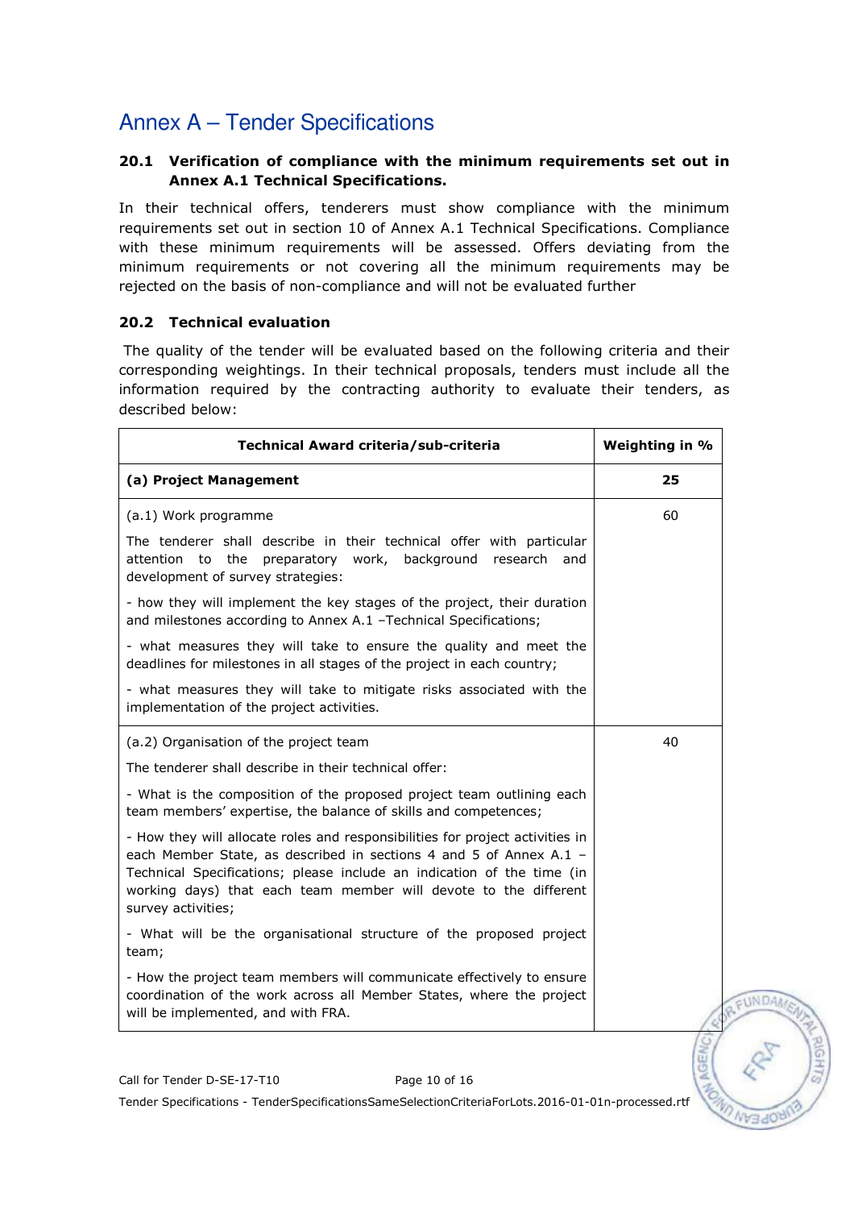# Annex A – Tender Specifications

### 20.1 Verification of compliance with the minimum requirements set out in Annex A.1 Technical Specifications.

In their technical offers, tenderers must show compliance with the minimum requirements set out in section 10 of Annex A.1 Technical Specifications. Compliance with these minimum requirements will be assessed. Offers deviating from the minimum requirements or not covering all the minimum requirements may be rejected on the basis of non-compliance and will not be evaluated further

### 20.2 Technical evaluation

The quality of the tender will be evaluated based on the following criteria and their corresponding weightings. In their technical proposals, tenders must include all the information required by the contracting authority to evaluate their tenders, as described below:

| Technical Award criteria/sub-criteria | Weighting in % |
|---|---|
| **(a) Project Management** | **25** |
| (a.1) Work programme<br><br>The tenderer shall describe in their technical offer with particular attention to the preparatory work, background research and development of survey strategies:<br><br>- how they will implement the key stages of the project, their duration and milestones according to Annex A.1 –Technical Specifications;<br><br>- what measures they will take to ensure the quality and meet the deadlines for milestones in all stages of the project in each country;<br><br>- what measures they will take to mitigate risks associated with the implementation of the project activities. | 60 |
| (a.2) Organisation of the project team<br><br>The tenderer shall describe in their technical offer:<br><br>- What is the composition of the proposed project team outlining each team members' expertise, the balance of skills and competences;<br><br>- How they will allocate roles and responsibilities for project activities in each Member State, as described in sections 4 and 5 of Annex A.1 – Technical Specifications; please include an indication of the time (in working days) that each team member will devote to the different survey activities;<br><br>- What will be the organisational structure of the proposed project team;<br><br>- How the project team members will communicate effectively to ensure coordination of the work across all Member States, where the project will be implemented, and with FRA. | 40 |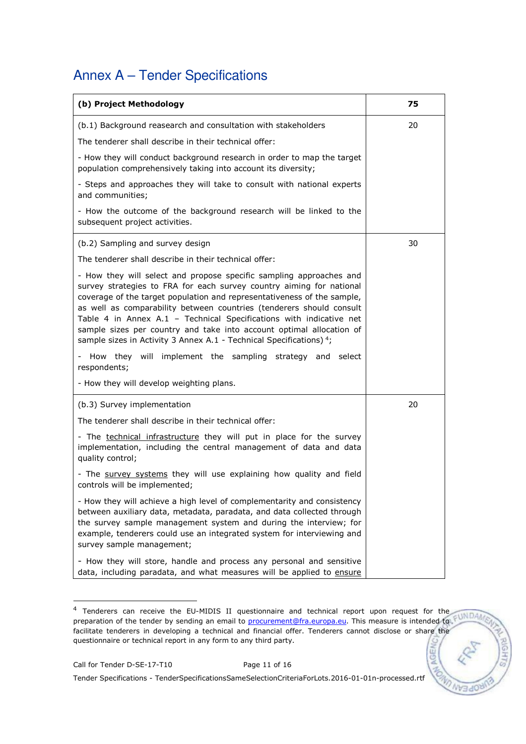# Annex A – Tender Specifications

| (b) Project Methodology | 75 |
|---|---|
| (b.1) Background reasearch and consultation with stakeholders<br><br>The tenderer shall describe in their technical offer:<br><br>- How they will conduct background research in order to map the target population comprehensively taking into account its diversity;<br><br>- Steps and approaches they will take to consult with national experts and communities;<br><br>- How the outcome of the background research will be linked to the subsequent project activities. | 20 |
| (b.2) Sampling and survey design<br><br>The tenderer shall describe in their technical offer:<br><br>- How they will select and propose specific sampling approaches and survey strategies to FRA for each survey country aiming for national coverage of the target population and representativeness of the sample, as well as comparability between countries (tenderers should consult Table 4 in Annex A.1 – Technical Specifications with indicative net sample sizes per country and take into account optimal allocation of sample sizes in Activity 3 Annex A.1 - Technical Specifications) [4];<br><br>- How they will implement the sampling strategy and select respondents;<br><br>- How they will develop weighting plans. | 30 |
| (b.3) Survey implementation<br><br>The tenderer shall describe in their technical offer:<br><br>- The <u>technical infrastructure</u> they will put in place for the survey implementation, including the central management of data and data quality control;<br><br>- The <u>survey systems</u> they will use explaining how quality and field controls will be implemented;<br><br>- How they will achieve a high level of complementarity and consistency between auxiliary data, metadata, paradata, and data collected through the survey sample management system and during the interview; for example, tenderers could use an integrated system for interviewing and survey sample management;<br><br>- How they will store, handle and process any personal and sensitive data, including paradata, and what measures will be applied to <u>ensure</u> | 20 |

[4] Tenderers can receive the EU-MIDIS II questionnaire and technical report upon request for the preparation of the tender by sending an email to procurement@fra.europa.eu. This measure is intended to facilitate tenderers in developing a technical and financial offer. Tenderers cannot disclose or share the questionnaire or technical report in any form to any third party.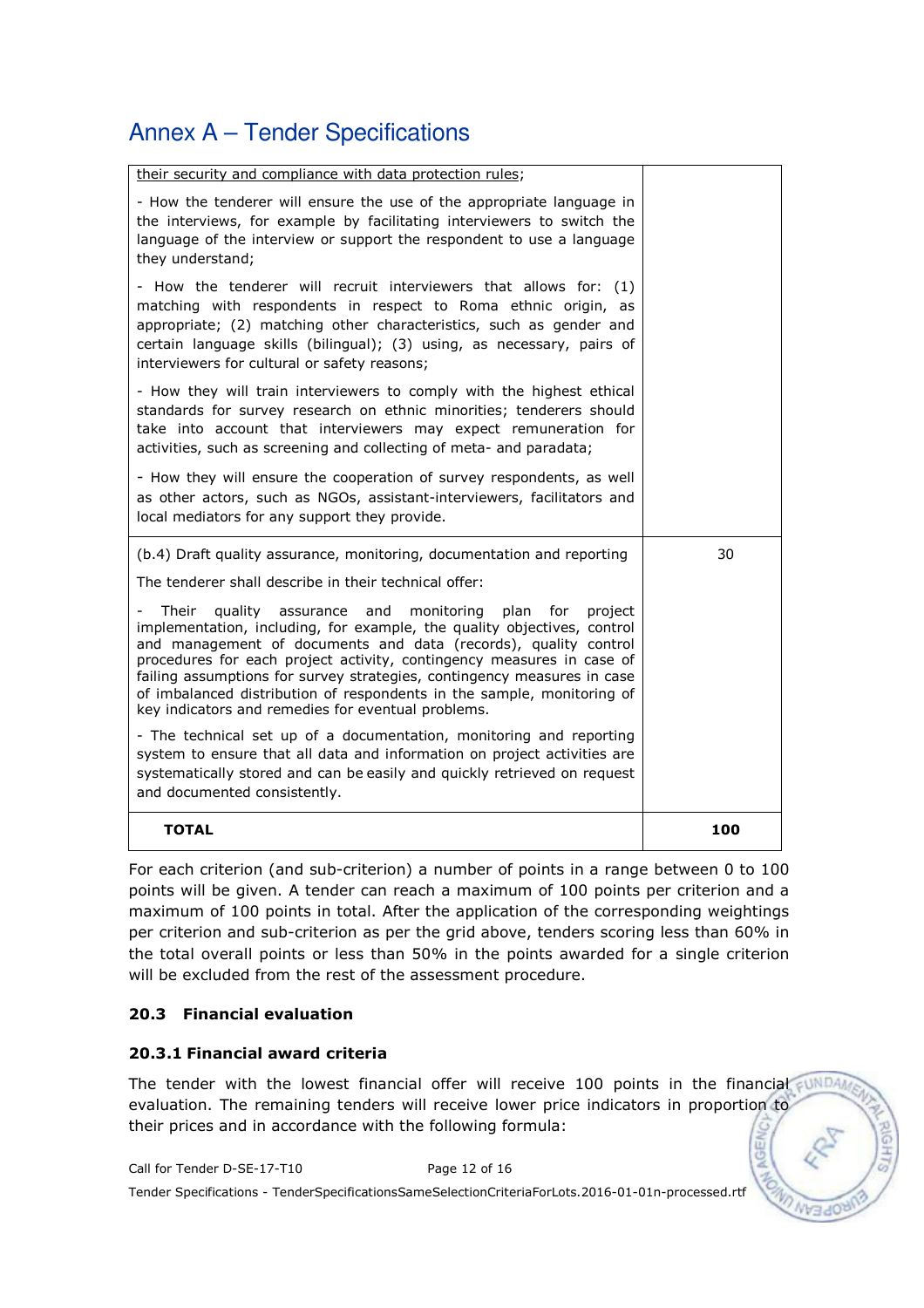# Annex A – Tender Specifications

| | |
|---|---|
| their security and compliance with data protection rules;<br><br>- How the tenderer will ensure the use of the appropriate language in the interviews, for example by facilitating interviewers to switch the language of the interview or support the respondent to use a language they understand;<br><br>- How the tenderer will recruit interviewers that allows for: (1) matching with respondents in respect to Roma ethnic origin, as appropriate; (2) matching other characteristics, such as gender and certain language skills (bilingual); (3) using, as necessary, pairs of interviewers for cultural or safety reasons;<br><br>- How they will train interviewers to comply with the highest ethical standards for survey research on ethnic minorities; tenderers should take into account that interviewers may expect remuneration for activities, such as screening and collecting of meta- and paradata;<br><br>- How they will ensure the cooperation of survey respondents, as well as other actors, such as NGOs, assistant-interviewers, facilitators and local mediators for any support they provide. | |
| (b.4) Draft quality assurance, monitoring, documentation and reporting<br><br>The tenderer shall describe in their technical offer:<br><br>- Their quality assurance and monitoring plan for project implementation, including, for example, the quality objectives, control and management of documents and data (records), quality control procedures for each project activity, contingency measures in case of failing assumptions for survey strategies, contingency measures in case of imbalanced distribution of respondents in the sample, monitoring of key indicators and remedies for eventual problems.<br><br>- The technical set up of a documentation, monitoring and reporting system to ensure that all data and information on project activities are systematically stored and can be easily and quickly retrieved on request and documented consistently. | 30 |
| **TOTAL** | **100** |

For each criterion (and sub-criterion) a number of points in a range between 0 to 100 points will be given. A tender can reach a maximum of 100 points per criterion and a maximum of 100 points in total. After the application of the corresponding weightings per criterion and sub-criterion as per the grid above, tenders scoring less than 60% in the total overall points or less than 50% in the points awarded for a single criterion will be excluded from the rest of the assessment procedure.

### 20.3 Financial evaluation

#### 20.3.1 Financial award criteria

The tender with the lowest financial offer will receive 100 points in the financial evaluation. The remaining tenders will receive lower price indicators in proportion to their prices and in accordance with the following formula: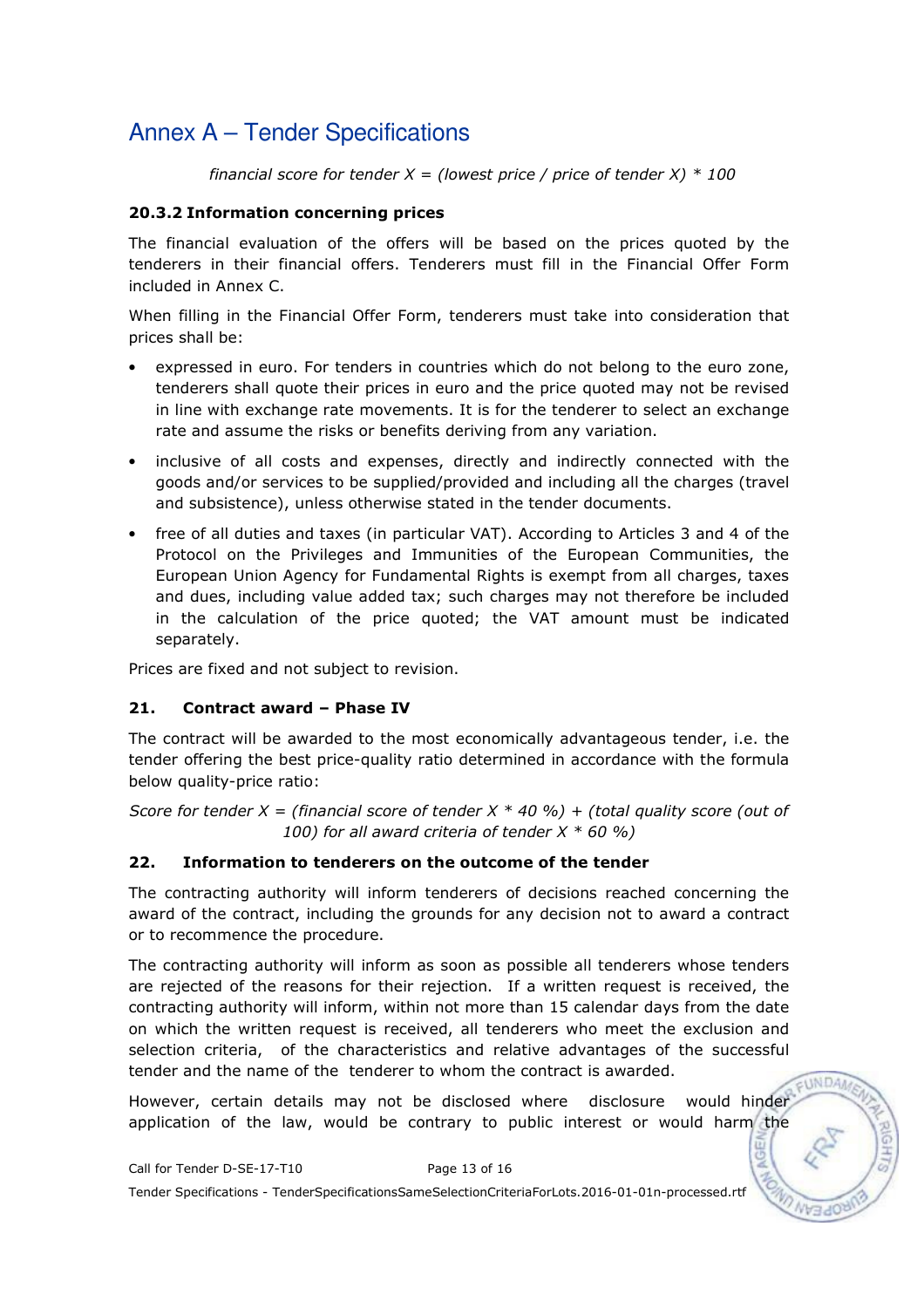*financial score for tender X = (lowest price / price of tender X) * 100*

### 20.3.2 Information concerning prices

The financial evaluation of the offers will be based on the prices quoted by the tenderers in their financial offers. Tenderers must fill in the Financial Offer Form included in Annex C.

When filling in the Financial Offer Form, tenderers must take into consideration that prices shall be:

- expressed in euro. For tenders in countries which do not belong to the euro zone, tenderers shall quote their prices in euro and the price quoted may not be revised in line with exchange rate movements. It is for the tenderer to select an exchange rate and assume the risks or benefits deriving from any variation.
- inclusive of all costs and expenses, directly and indirectly connected with the goods and/or services to be supplied/provided and including all the charges (travel and subsistence), unless otherwise stated in the tender documents.
- free of all duties and taxes (in particular VAT). According to Articles 3 and 4 of the Protocol on the Privileges and Immunities of the European Communities, the European Union Agency for Fundamental Rights is exempt from all charges, taxes and dues, including value added tax; such charges may not therefore be included in the calculation of the price quoted; the VAT amount must be indicated separately.

Prices are fixed and not subject to revision.

## 21. Contract award – Phase IV

The contract will be awarded to the most economically advantageous tender, i.e. the tender offering the best price-quality ratio determined in accordance with the formula below quality-price ratio:

*Score for tender X = (financial score of tender X * 40 %) + (total quality score (out of 100) for all award criteria of tender X * 60 %)*

## 22. Information to tenderers on the outcome of the tender

The contracting authority will inform tenderers of decisions reached concerning the award of the contract, including the grounds for any decision not to award a contract or to recommence the procedure.

The contracting authority will inform as soon as possible all tenderers whose tenders are rejected of the reasons for their rejection. If a written request is received, the contracting authority will inform, within not more than 15 calendar days from the date on which the written request is received, all tenderers who meet the exclusion and selection criteria, of the characteristics and relative advantages of the successful tender and the name of the tenderer to whom the contract is awarded.

However, certain details may not be disclosed where disclosure would hinder application of the law, would be contrary to public interest or would harm the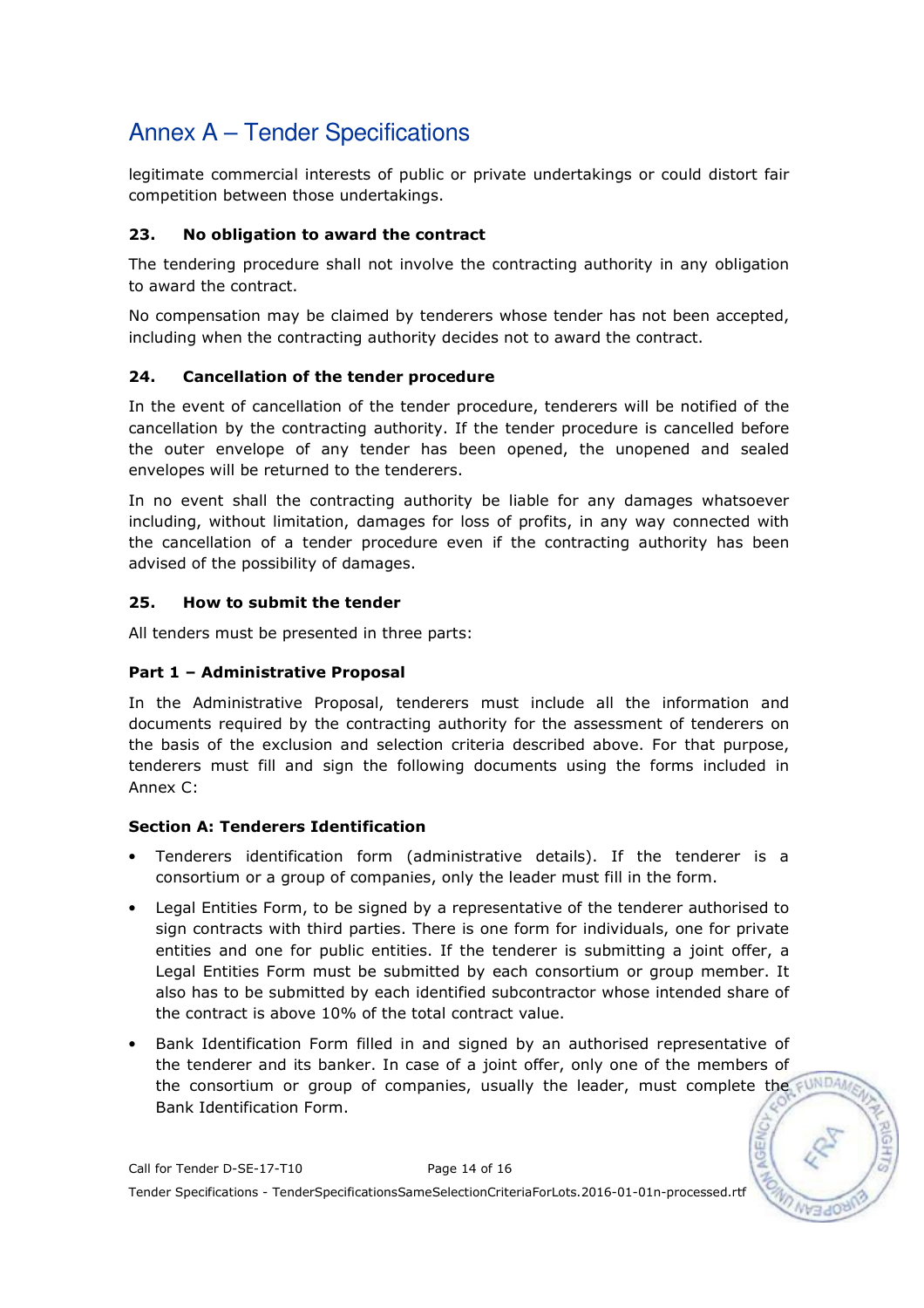legitimate commercial interests of public or private undertakings or could distort fair competition between those undertakings.

### 23. No obligation to award the contract

The tendering procedure shall not involve the contracting authority in any obligation to award the contract.

No compensation may be claimed by tenderers whose tender has not been accepted, including when the contracting authority decides not to award the contract.

### 24. Cancellation of the tender procedure

In the event of cancellation of the tender procedure, tenderers will be notified of the cancellation by the contracting authority. If the tender procedure is cancelled before the outer envelope of any tender has been opened, the unopened and sealed envelopes will be returned to the tenderers.

In no event shall the contracting authority be liable for any damages whatsoever including, without limitation, damages for loss of profits, in any way connected with the cancellation of a tender procedure even if the contracting authority has been advised of the possibility of damages.

### 25. How to submit the tender

All tenders must be presented in three parts:

**Part 1 – Administrative Proposal**

In the Administrative Proposal, tenderers must include all the information and documents required by the contracting authority for the assessment of tenderers on the basis of the exclusion and selection criteria described above. For that purpose, tenderers must fill and sign the following documents using the forms included in Annex C:

**Section A: Tenderers Identification**

- Tenderers identification form (administrative details). If the tenderer is a consortium or a group of companies, only the leader must fill in the form.
- Legal Entities Form, to be signed by a representative of the tenderer authorised to sign contracts with third parties. There is one form for individuals, one for private entities and one for public entities. If the tenderer is submitting a joint offer, a Legal Entities Form must be submitted by each consortium or group member. It also has to be submitted by each identified subcontractor whose intended share of the contract is above 10% of the total contract value.
- Bank Identification Form filled in and signed by an authorised representative of the tenderer and its banker. In case of a joint offer, only one of the members of the consortium or group of companies, usually the leader, must complete the Bank Identification Form.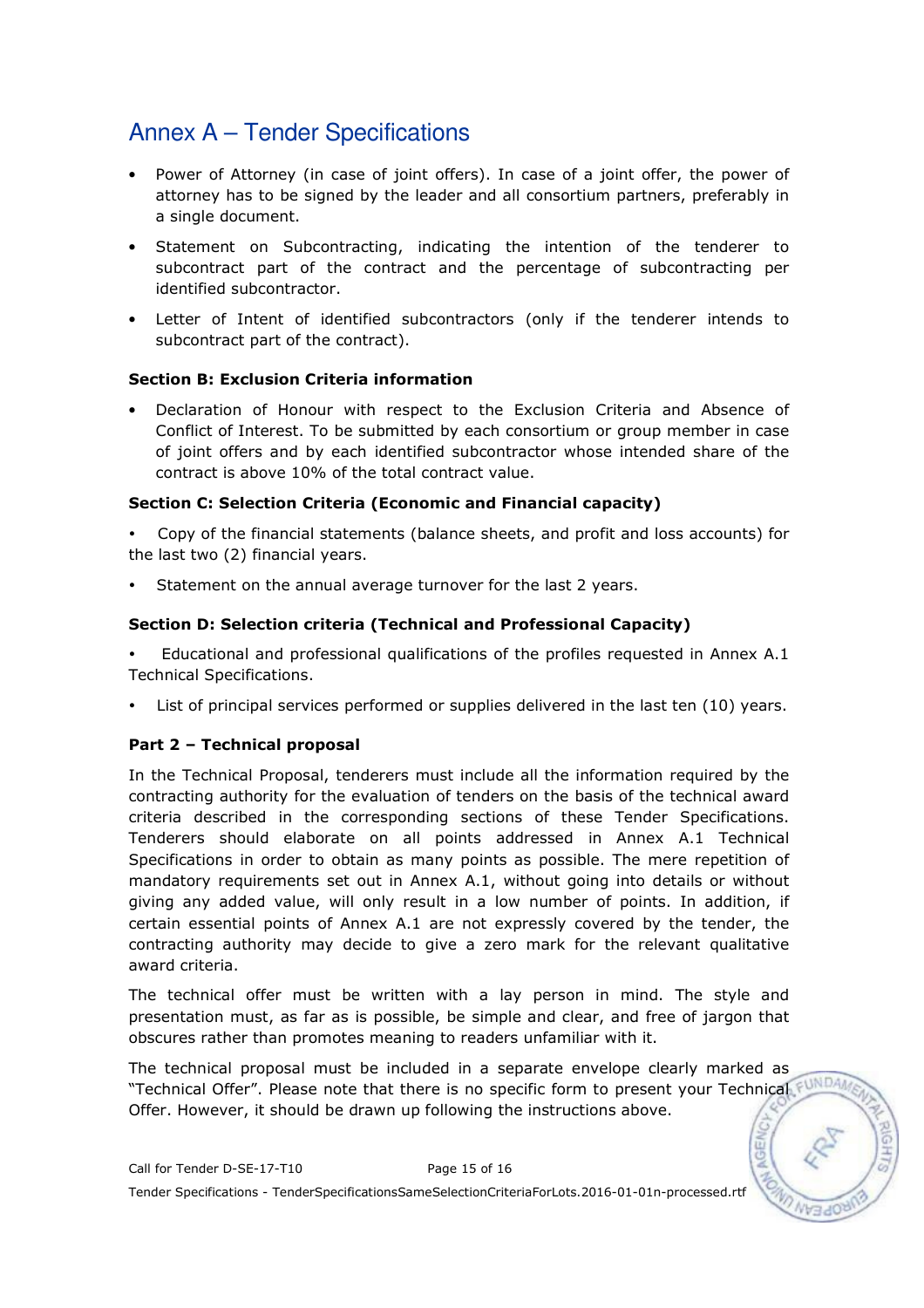# Annex A – Tender Specifications

- Power of Attorney (in case of joint offers). In case of a joint offer, the power of attorney has to be signed by the leader and all consortium partners, preferably in a single document.
- Statement on Subcontracting, indicating the intention of the tenderer to subcontract part of the contract and the percentage of subcontracting per identified subcontractor.
- Letter of Intent of identified subcontractors (only if the tenderer intends to subcontract part of the contract).

**Section B: Exclusion Criteria information**

- Declaration of Honour with respect to the Exclusion Criteria and Absence of Conflict of Interest. To be submitted by each consortium or group member in case of joint offers and by each identified subcontractor whose intended share of the contract is above 10% of the total contract value.

**Section C: Selection Criteria (Economic and Financial capacity)**

- Copy of the financial statements (balance sheets, and profit and loss accounts) for the last two (2) financial years.
- Statement on the annual average turnover for the last 2 years.

**Section D: Selection criteria (Technical and Professional Capacity)**

- Educational and professional qualifications of the profiles requested in Annex A.1 Technical Specifications.
- List of principal services performed or supplies delivered in the last ten (10) years.

**Part 2 – Technical proposal**

In the Technical Proposal, tenderers must include all the information required by the contracting authority for the evaluation of tenders on the basis of the technical award criteria described in the corresponding sections of these Tender Specifications. Tenderers should elaborate on all points addressed in Annex A.1 Technical Specifications in order to obtain as many points as possible. The mere repetition of mandatory requirements set out in Annex A.1, without going into details or without giving any added value, will only result in a low number of points. In addition, if certain essential points of Annex A.1 are not expressly covered by the tender, the contracting authority may decide to give a zero mark for the relevant qualitative award criteria.

The technical offer must be written with a lay person in mind. The style and presentation must, as far as is possible, be simple and clear, and free of jargon that obscures rather than promotes meaning to readers unfamiliar with it.

The technical proposal must be included in a separate envelope clearly marked as "Technical Offer". Please note that there is no specific form to present your Technical Offer. However, it should be drawn up following the instructions above.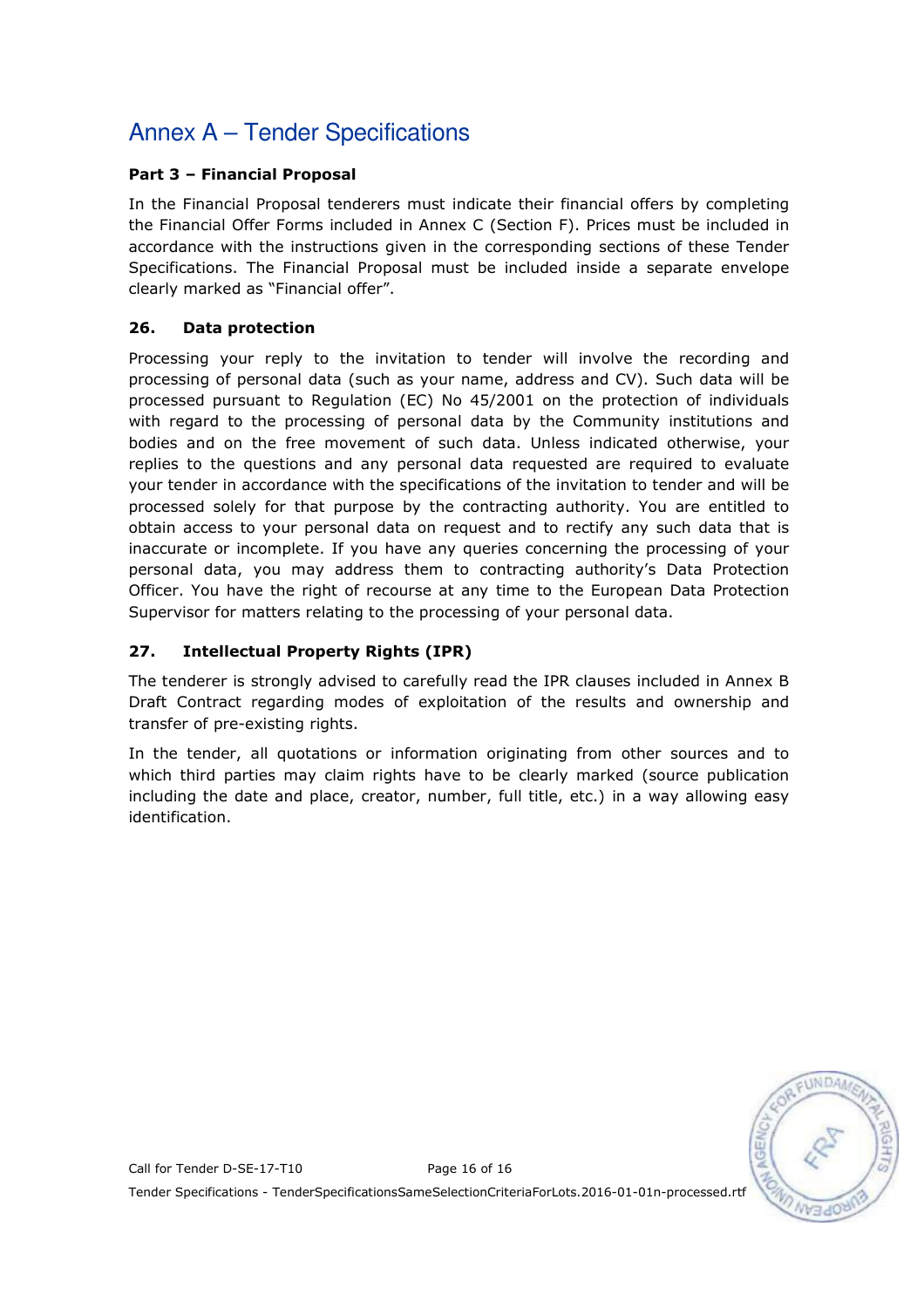# Annex A – Tender Specifications

**Part 3 – Financial Proposal**

In the Financial Proposal tenderers must indicate their financial offers by completing the Financial Offer Forms included in Annex C (Section F). Prices must be included in accordance with the instructions given in the corresponding sections of these Tender Specifications. The Financial Proposal must be included inside a separate envelope clearly marked as "Financial offer".

## 26. Data protection

Processing your reply to the invitation to tender will involve the recording and processing of personal data (such as your name, address and CV). Such data will be processed pursuant to Regulation (EC) No 45/2001 on the protection of individuals with regard to the processing of personal data by the Community institutions and bodies and on the free movement of such data. Unless indicated otherwise, your replies to the questions and any personal data requested are required to evaluate your tender in accordance with the specifications of the invitation to tender and will be processed solely for that purpose by the contracting authority. You are entitled to obtain access to your personal data on request and to rectify any such data that is inaccurate or incomplete. If you have any queries concerning the processing of your personal data, you may address them to contracting authority's Data Protection Officer. You have the right of recourse at any time to the European Data Protection Supervisor for matters relating to the processing of your personal data.

## 27. Intellectual Property Rights (IPR)

The tenderer is strongly advised to carefully read the IPR clauses included in Annex B Draft Contract regarding modes of exploitation of the results and ownership and transfer of pre-existing rights.

In the tender, all quotations or information originating from other sources and to which third parties may claim rights have to be clearly marked (source publication including the date and place, creator, number, full title, etc.) in a way allowing easy identification.